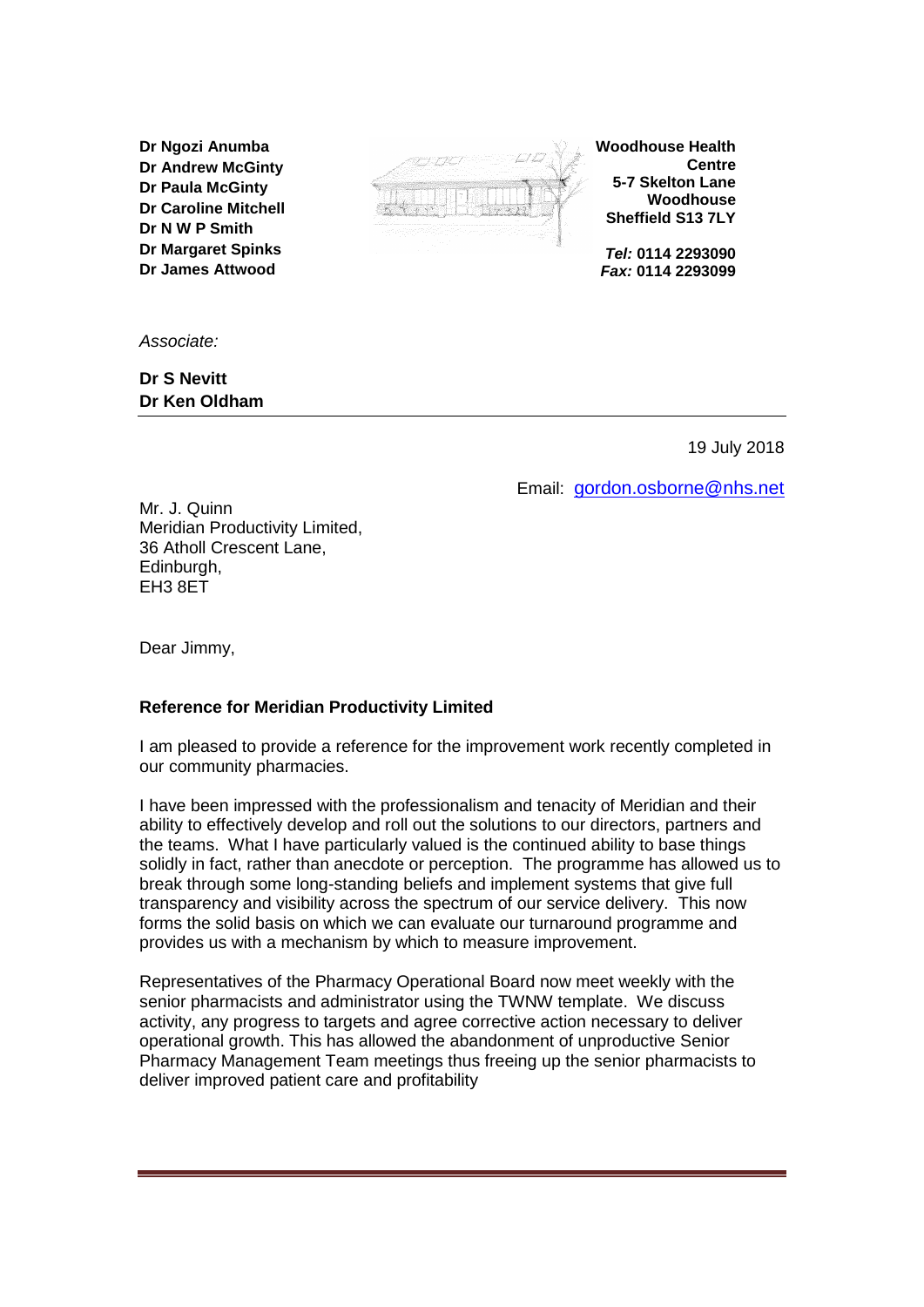**Dr Ngozi Anumba**
**Dr Andrew McGinty**
**Dr Paula McGinty**
**Dr Caroline Mitchell**
**Dr N W P Smith**
**Dr Margaret Spinks**
**Dr James Attwood**

**Woodhouse Health Centre**
**5-7 Skelton Lane**
**Woodhouse**
**Sheffield S13 7LY**

***Tel:* 0114 2293090**
***Fax:* 0114 2293099**

*Associate:*

**Dr S Nevitt**
**Dr Ken Oldham**

---

19 July 2018

Email: gordon.osborne@nhs.net

Mr. J. Quinn
Meridian Productivity Limited,
36 Atholl Crescent Lane,
Edinburgh,
EH3 8ET

Dear Jimmy,

**Reference for Meridian Productivity Limited**

I am pleased to provide a reference for the improvement work recently completed in our community pharmacies.

I have been impressed with the professionalism and tenacity of Meridian and their ability to effectively develop and roll out the solutions to our directors, partners and the teams. What I have particularly valued is the continued ability to base things solidly in fact, rather than anecdote or perception. The programme has allowed us to break through some long-standing beliefs and implement systems that give full transparency and visibility across the spectrum of our service delivery. This now forms the solid basis on which we can evaluate our turnaround programme and provides us with a mechanism by which to measure improvement.

Representatives of the Pharmacy Operational Board now meet weekly with the senior pharmacists and administrator using the TWNW template. We discuss activity, any progress to targets and agree corrective action necessary to deliver operational growth. This has allowed the abandonment of unproductive Senior Pharmacy Management Team meetings thus freeing up the senior pharmacists to deliver improved patient care and profitability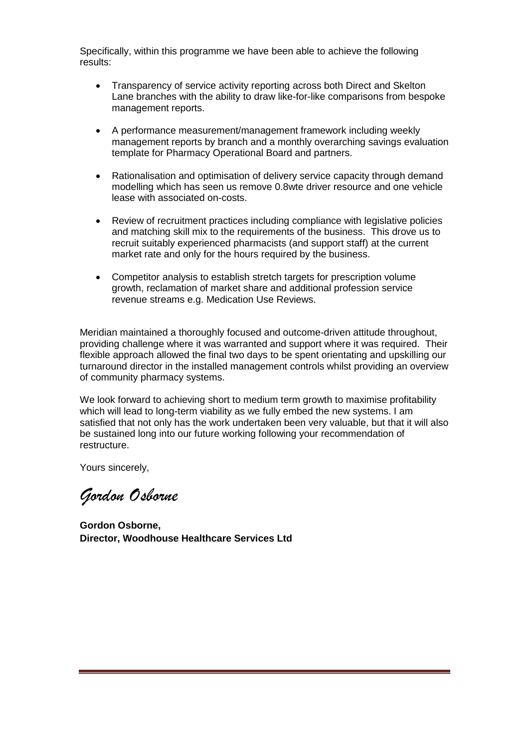Specifically, within this programme we have been able to achieve the following results:

- Transparency of service activity reporting across both Direct and Skelton Lane branches with the ability to draw like-for-like comparisons from bespoke management reports.
- A performance measurement/management framework including weekly management reports by branch and a monthly overarching savings evaluation template for Pharmacy Operational Board and partners.
- Rationalisation and optimisation of delivery service capacity through demand modelling which has seen us remove 0.8wte driver resource and one vehicle lease with associated on-costs.
- Review of recruitment practices including compliance with legislative policies and matching skill mix to the requirements of the business. This drove us to recruit suitably experienced pharmacists (and support staff) at the current market rate and only for the hours required by the business.
- Competitor analysis to establish stretch targets for prescription volume growth, reclamation of market share and additional profession service revenue streams e.g. Medication Use Reviews.

Meridian maintained a thoroughly focused and outcome-driven attitude throughout, providing challenge where it was warranted and support where it was required. Their flexible approach allowed the final two days to be spent orientating and upskilling our turnaround director in the installed management controls whilst providing an overview of community pharmacy systems.

We look forward to achieving short to medium term growth to maximise profitability which will lead to long-term viability as we fully embed the new systems. I am satisfied that not only has the work undertaken been very valuable, but that it will also be sustained long into our future working following your recommendation of restructure.

Yours sincerely,

*Gordon Osborne*

**Gordon Osborne,**
**Director, Woodhouse Healthcare Services Ltd**